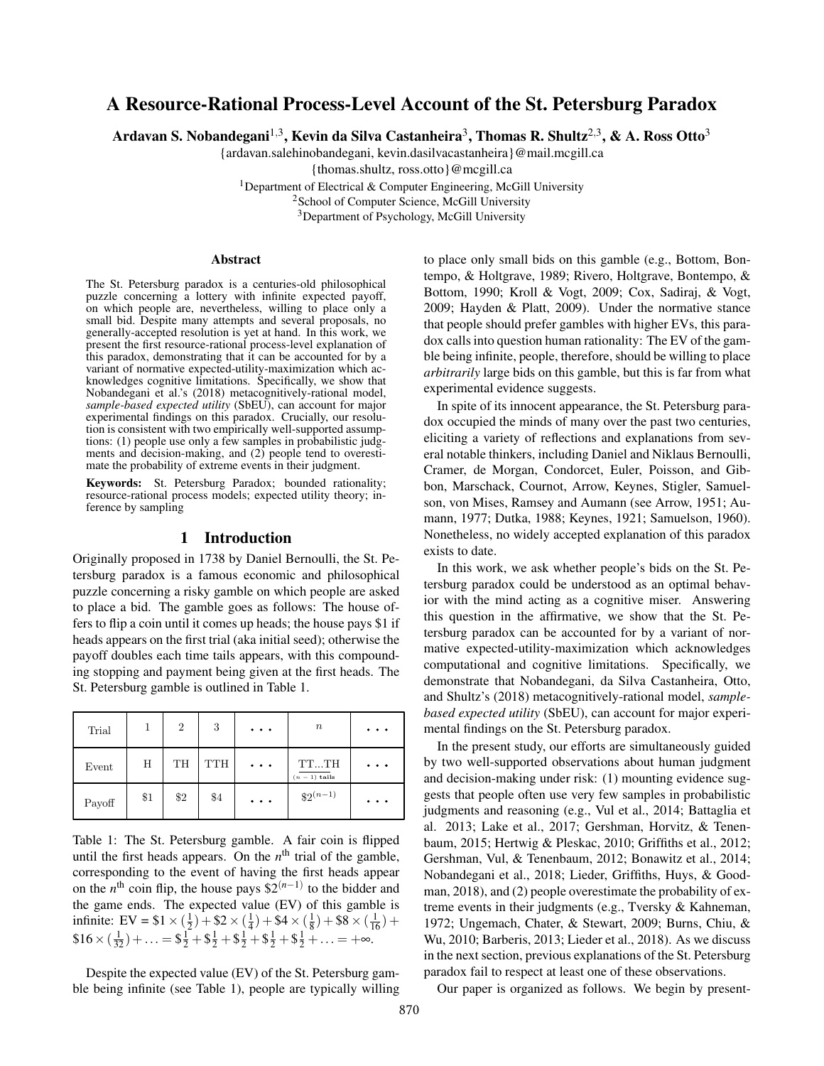# A Resource-Rational Process-Level Account of the St. Petersburg Paradox

**Ardavan S. Nobandegani[1,3], Kevin da Silva Castanheira[3], Thomas R. Shultz[2,3], & A. Ross Otto[3]**

{ardavan.salehinobandegani, kevin.dasilvacastanheira}@mail.mcgill.ca

{thomas.shultz, ross.otto}@mcgill.ca

[1]Department of Electrical & Computer Engineering, McGill University

[2]School of Computer Science, McGill University

[3]Department of Psychology, McGill University

## Abstract

The St. Petersburg paradox is a centuries-old philosophical puzzle concerning a lottery with infinite expected payoff, on which people are, nevertheless, willing to place only a small bid. Despite many attempts and several proposals, no generally-accepted resolution is yet at hand. In this work, we present the first resource-rational process-level explanation of this paradox, demonstrating that it can be accounted for by a variant of normative expected-utility-maximization which acknowledges cognitive limitations. Specifically, we show that Nobandegani et al.'s (2018) metacognitively-rational model, *sample-based expected utility* (SbEU), can account for major experimental findings on this paradox. Crucially, our resolution is consistent with two empirically well-supported assumptions: (1) people use only a few samples in probabilistic judgments and decision-making, and (2) people tend to overestimate the probability of extreme events in their judgment.

**Keywords:** St. Petersburg Paradox; bounded rationality; resource-rational process models; expected utility theory; inference by sampling

## 1 Introduction

Originally proposed in 1738 by Daniel Bernoulli, the St. Petersburg paradox is a famous economic and philosophical puzzle concerning a risky gamble on which people are asked to place a bid. The gamble goes as follows: The house offers to flip a coin until it comes up heads; the house pays \$1 if heads appears on the first trial (aka initial seed); otherwise the payoff doubles each time tails appears, with this compounding stopping and payment being given at the first heads. The St. Petersburg gamble is outlined in Table 1.

| Trial | 1 | 2 | 3 | ... | $n$ | ... |
|---|---|---|---|---|---|---|
| Event | H | TH | TTH | ... | $\underbrace{\text{TT...T}}_{(n-1)\text{ tails}}\text{H}$ | ... |
| Payoff | \$1 | \$2 | \$4 | ... | $\$2^{(n-1)}$ | ... |

Table 1: The St. Petersburg gamble. A fair coin is flipped until the first heads appears. On the $n^{\text{th}}$ trial of the gamble, corresponding to the event of having the first heads appear on the $n^{\text{th}}$ coin flip, the house pays $\$2^{(n-1)}$ to the bidder and the game ends. The expected value (EV) of this gamble is infinite: EV = $\$1 \times (\frac{1}{2}) + \$2 \times (\frac{1}{4}) + \$4 \times (\frac{1}{8}) + \$8 \times (\frac{1}{16}) + \$16 \times (\frac{1}{32}) + \ldots = \$\frac{1}{2} + \$\frac{1}{2} + \$\frac{1}{2} + \$\frac{1}{2} + \$\frac{1}{2} + \ldots = +\infty$.

Despite the expected value (EV) of the St. Petersburg gamble being infinite (see Table 1), people are typically willing to place only small bids on this gamble (e.g., Bottom, Bontempo, & Holtgrave, 1989; Rivero, Holtgrave, Bontempo, & Bottom, 1990; Kroll & Vogt, 2009; Cox, Sadiraj, & Vogt, 2009; Hayden & Platt, 2009). Under the normative stance that people should prefer gambles with higher EVs, this paradox calls into question human rationality: The EV of the gamble being infinite, people, therefore, should be willing to place *arbitrarily* large bids on this gamble, but this is far from what experimental evidence suggests.

In spite of its innocent appearance, the St. Petersburg paradox occupied the minds of many over the past two centuries, eliciting a variety of reflections and explanations from several notable thinkers, including Daniel and Niklaus Bernoulli, Cramer, de Morgan, Condorcet, Euler, Poisson, and Gibbon, Marschack, Cournot, Arrow, Keynes, Stigler, Samuelson, von Mises, Ramsey and Aumann (see Arrow, 1951; Aumann, 1977; Dutka, 1988; Keynes, 1921; Samuelson, 1960). Nonetheless, no widely accepted explanation of this paradox exists to date.

In this work, we ask whether people's bids on the St. Petersburg paradox could be understood as an optimal behavior with the mind acting as a cognitive miser. Answering this question in the affirmative, we show that the St. Petersburg paradox can be accounted for by a variant of normative expected-utility-maximization which acknowledges computational and cognitive limitations. Specifically, we demonstrate that Nobandegani, da Silva Castanheira, Otto, and Shultz's (2018) metacognitively-rational model, *sample-based expected utility* (SbEU), can account for major experimental findings on the St. Petersburg paradox.

In the present study, our efforts are simultaneously guided by two well-supported observations about human judgment and decision-making under risk: (1) mounting evidence suggests that people often use very few samples in probabilistic judgments and reasoning (e.g., Vul et al., 2014; Battaglia et al. 2013; Lake et al., 2017; Gershman, Horvitz, & Tenenbaum, 2015; Hertwig & Pleskac, 2010; Griffiths et al., 2012; Gershman, Vul, & Tenenbaum, 2012; Bonawitz et al., 2014; Nobandegani et al., 2018; Lieder, Griffiths, Huys, & Goodman, 2018), and (2) people overestimate the probability of extreme events in their judgments (e.g., Tversky & Kahneman, 1972; Ungemach, Chater, & Stewart, 2009; Burns, Chiu, & Wu, 2010; Barberis, 2013; Lieder et al., 2018). As we discuss in the next section, previous explanations of the St. Petersburg paradox fail to respect at least one of these observations.

Our paper is organized as follows. We begin by present-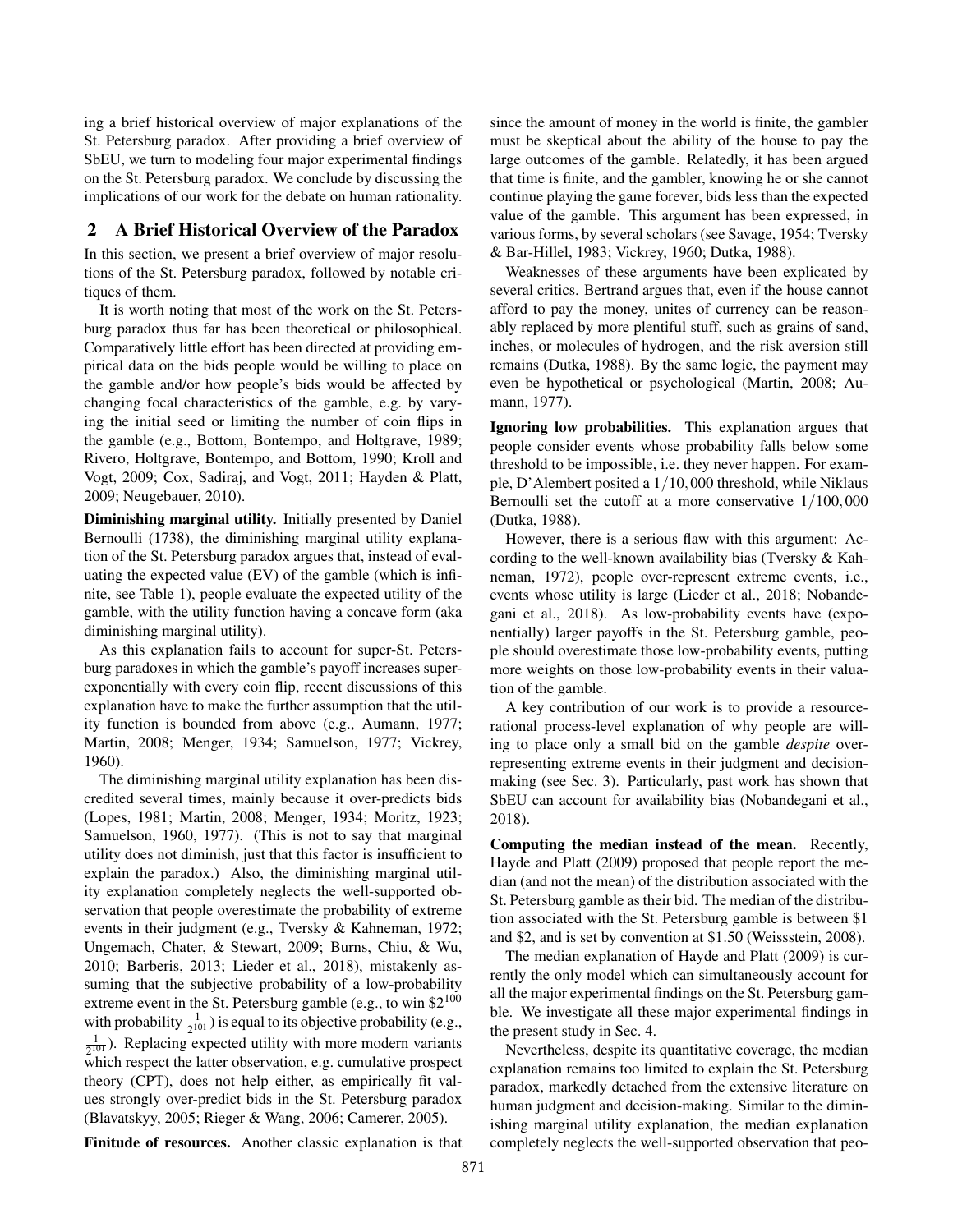ing a brief historical overview of major explanations of the St. Petersburg paradox. After providing a brief overview of SbEU, we turn to modeling four major experimental findings on the St. Petersburg paradox. We conclude by discussing the implications of our work for the debate on human rationality.

## 2 A Brief Historical Overview of the Paradox

In this section, we present a brief overview of major resolutions of the St. Petersburg paradox, followed by notable critiques of them.

It is worth noting that most of the work on the St. Petersburg paradox thus far has been theoretical or philosophical. Comparatively little effort has been directed at providing empirical data on the bids people would be willing to place on the gamble and/or how people's bids would be affected by changing focal characteristics of the gamble, e.g. by varying the initial seed or limiting the number of coin flips in the gamble (e.g., Bottom, Bontempo, and Holtgrave, 1989; Rivero, Holtgrave, Bontempo, and Bottom, 1990; Kroll and Vogt, 2009; Cox, Sadiraj, and Vogt, 2011; Hayden & Platt, 2009; Neugebauer, 2010).

**Diminishing marginal utility.** Initially presented by Daniel Bernoulli (1738), the diminishing marginal utility explanation of the St. Petersburg paradox argues that, instead of evaluating the expected value (EV) of the gamble (which is infinite, see Table 1), people evaluate the expected utility of the gamble, with the utility function having a concave form (aka diminishing marginal utility).

As this explanation fails to account for super-St. Petersburg paradoxes in which the gamble's payoff increases super-exponentially with every coin flip, recent discussions of this explanation have to make the further assumption that the utility function is bounded from above (e.g., Aumann, 1977; Martin, 2008; Menger, 1934; Samuelson, 1977; Vickrey, 1960).

The diminishing marginal utility explanation has been discredited several times, mainly because it over-predicts bids (Lopes, 1981; Martin, 2008; Menger, 1934; Moritz, 1923; Samuelson, 1960, 1977). (This is not to say that marginal utility does not diminish, just that this factor is insufficient to explain the paradox.) Also, the diminishing marginal utility explanation completely neglects the well-supported observation that people overestimate the probability of extreme events in their judgment (e.g., Tversky & Kahneman, 1972; Ungemach, Chater, & Stewart, 2009; Burns, Chiu, & Wu, 2010; Barberis, 2013; Lieder et al., 2018), mistakenly assuming that the subjective probability of a low-probability extreme event in the St. Petersburg gamble (e.g., to win $\$2^{100}$ with probability $\frac{1}{2^{101}}$) is equal to its objective probability (e.g., $\frac{1}{2^{101}}$). Replacing expected utility with more modern variants which respect the latter observation, e.g. cumulative prospect theory (CPT), does not help either, as empirically fit values strongly over-predict bids in the St. Petersburg paradox (Blavatskyy, 2005; Rieger & Wang, 2006; Camerer, 2005).

**Finitude of resources.** Another classic explanation is that since the amount of money in the world is finite, the gambler must be skeptical about the ability of the house to pay the large outcomes of the gamble. Relatedly, it has been argued that time is finite, and the gambler, knowing he or she cannot continue playing the game forever, bids less than the expected value of the gamble. This argument has been expressed, in various forms, by several scholars (see Savage, 1954; Tversky & Bar-Hillel, 1983; Vickrey, 1960; Dutka, 1988).

Weaknesses of these arguments have been explicated by several critics. Bertrand argues that, even if the house cannot afford to pay the money, unites of currency can be reasonably replaced by more plentiful stuff, such as grains of sand, inches, or molecules of hydrogen, and the risk aversion still remains (Dutka, 1988). By the same logic, the payment may even be hypothetical or psychological (Martin, 2008; Aumann, 1977).

**Ignoring low probabilities.** This explanation argues that people consider events whose probability falls below some threshold to be impossible, i.e. they never happen. For example, D'Alembert posited a $1/10,000$ threshold, while Niklaus Bernoulli set the cutoff at a more conservative $1/100,000$ (Dutka, 1988).

However, there is a serious flaw with this argument: According to the well-known availability bias (Tversky & Kahneman, 1972), people over-represent extreme events, i.e., events whose utility is large (Lieder et al., 2018; Nobandegani et al., 2018). As low-probability events have (exponentially) larger payoffs in the St. Petersburg gamble, people should overestimate those low-probability events, putting more weights on those low-probability events in their valuation of the gamble.

A key contribution of our work is to provide a resource-rational process-level explanation of why people are willing to place only a small bid on the gamble *despite* over-representing extreme events in their judgment and decision-making (see Sec. 3). Particularly, past work has shown that SbEU can account for availability bias (Nobandegani et al., 2018).

**Computing the median instead of the mean.** Recently, Hayde and Platt (2009) proposed that people report the median (and not the mean) of the distribution associated with the St. Petersburg gamble as their bid. The median of the distribution associated with the St. Petersburg gamble is between \$1 and \$2, and is set by convention at \$1.50 (Weissstein, 2008).

The median explanation of Hayde and Platt (2009) is currently the only model which can simultaneously account for all the major experimental findings on the St. Petersburg gamble. We investigate all these major experimental findings in the present study in Sec. 4.

Nevertheless, despite its quantitative coverage, the median explanation remains too limited to explain the St. Petersburg paradox, markedly detached from the extensive literature on human judgment and decision-making. Similar to the diminishing marginal utility explanation, the median explanation completely neglects the well-supported observation that peo-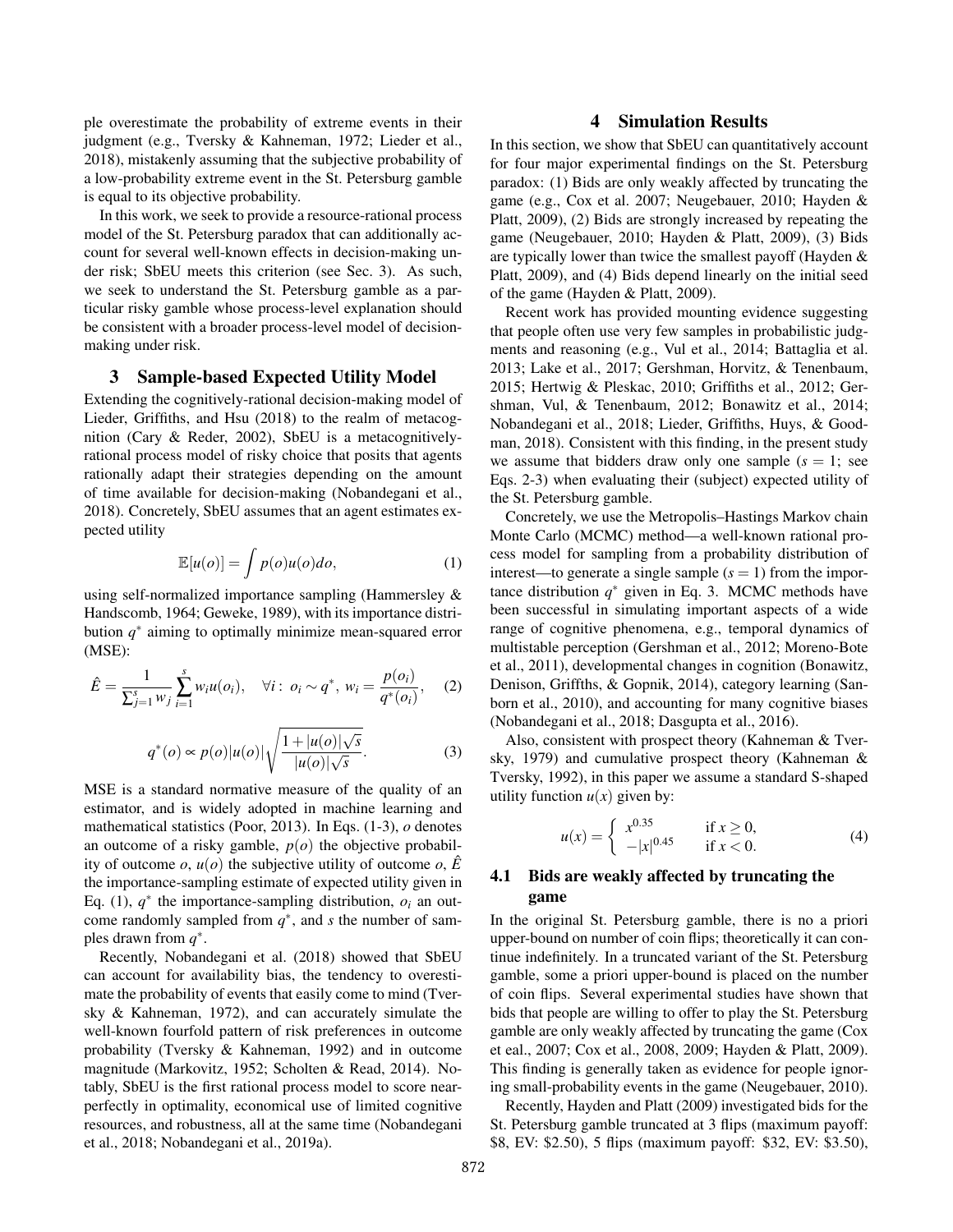ple overestimate the probability of extreme events in their judgment (e.g., Tversky & Kahneman, 1972; Lieder et al., 2018), mistakenly assuming that the subjective probability of a low-probability extreme event in the St. Petersburg gamble is equal to its objective probability.

In this work, we seek to provide a resource-rational process model of the St. Petersburg paradox that can additionally account for several well-known effects in decision-making under risk; SbEU meets this criterion (see Sec. 3). As such, we seek to understand the St. Petersburg gamble as a particular risky gamble whose process-level explanation should be consistent with a broader process-level model of decision-making under risk.

## 3 Sample-based Expected Utility Model

Extending the cognitively-rational decision-making model of Lieder, Griffiths, and Hsu (2018) to the realm of metacognition (Cary & Reder, 2002), SbEU is a metacognitively-rational process model of risky choice that posits that agents rationally adapt their strategies depending on the amount of time available for decision-making (Nobandegani et al., 2018). Concretely, SbEU assumes that an agent estimates expected utility

$$\mathbb{E}[u(o)] = \int p(o)u(o)do, \tag{1}$$

using self-normalized importance sampling (Hammersley & Handscomb, 1964; Geweke, 1989), with its importance distribution $q^*$ aiming to optimally minimize mean-squared error (MSE):

$$\hat{E} = \frac{1}{\sum_{j=1}^{s} w_j} \sum_{i=1}^{s} w_i u(o_i), \quad \forall i: \; o_i \sim q^*, \; w_i = \frac{p(o_i)}{q^*(o_i)}, \tag{2}$$

$$q^*(o) \propto p(o)|u(o)| \sqrt{\frac{1+|u(o)|\sqrt{s}}{|u(o)|\sqrt{s}}}. \tag{3}$$

MSE is a standard normative measure of the quality of an estimator, and is widely adopted in machine learning and mathematical statistics (Poor, 2013). In Eqs. (1-3), $o$ denotes an outcome of a risky gamble, $p(o)$ the objective probability of outcome $o$, $u(o)$ the subjective utility of outcome $o$, $\hat{E}$ the importance-sampling estimate of expected utility given in Eq. (1), $q^*$ the importance-sampling distribution, $o_i$ an outcome randomly sampled from $q^*$, and $s$ the number of samples drawn from $q^*$.

Recently, Nobandegani et al. (2018) showed that SbEU can account for availability bias, the tendency to overestimate the probability of events that easily come to mind (Tversky & Kahneman, 1972), and can accurately simulate the well-known fourfold pattern of risk preferences in outcome probability (Tversky & Kahneman, 1992) and in outcome magnitude (Markovitz, 1952; Scholten & Read, 2014). Notably, SbEU is the first rational process model to score near-perfectly in optimality, economical use of limited cognitive resources, and robustness, all at the same time (Nobandegani et al., 2018; Nobandegani et al., 2019a).

## 4 Simulation Results

In this section, we show that SbEU can quantitatively account for four major experimental findings on the St. Petersburg paradox: (1) Bids are only weakly affected by truncating the game (e.g., Cox et al. 2007; Neugebauer, 2010; Hayden & Platt, 2009), (2) Bids are strongly increased by repeating the game (Neugebauer, 2010; Hayden & Platt, 2009), (3) Bids are typically lower than twice the smallest payoff (Hayden & Platt, 2009), and (4) Bids depend linearly on the initial seed of the game (Hayden & Platt, 2009).

Recent work has provided mounting evidence suggesting that people often use very few samples in probabilistic judgments and reasoning (e.g., Vul et al., 2014; Battaglia et al. 2013; Lake et al., 2017; Gershman, Horvitz, & Tenenbaum, 2015; Hertwig & Pleskac, 2010; Griffiths et al., 2012; Gershman, Vul, & Tenenbaum, 2012; Bonawitz et al., 2014; Nobandegani et al., 2018; Lieder, Griffiths, Huys, & Goodman, 2018). Consistent with this finding, in the present study we assume that bidders draw only one sample ($s = 1$; see Eqs. 2-3) when evaluating their (subject) expected utility of the St. Petersburg gamble.

Concretely, we use the Metropolis–Hastings Markov chain Monte Carlo (MCMC) method—a well-known rational process model for sampling from a probability distribution of interest—to generate a single sample ($s = 1$) from the importance distribution $q^*$ given in Eq. 3. MCMC methods have been successful in simulating important aspects of a wide range of cognitive phenomena, e.g., temporal dynamics of multistable perception (Gershman et al., 2012; Moreno-Bote et al., 2011), developmental changes in cognition (Bonawitz, Denison, Griffths, & Gopnik, 2014), category learning (Sanborn et al., 2010), and accounting for many cognitive biases (Nobandegani et al., 2018; Dasgupta et al., 2016).

Also, consistent with prospect theory (Kahneman & Tversky, 1979) and cumulative prospect theory (Kahneman & Tversky, 1992), in this paper we assume a standard S-shaped utility function $u(x)$ given by:

$$u(x) = \begin{cases} x^{0.35} & \text{if } x \geq 0, \\ -|x|^{0.45} & \text{if } x < 0. \end{cases} \tag{4}$$

### 4.1 Bids are weakly affected by truncating the game

In the original St. Petersburg gamble, there is no a priori upper-bound on number of coin flips; theoretically it can continue indefinitely. In a truncated variant of the St. Petersburg gamble, some a priori upper-bound is placed on the number of coin flips. Several experimental studies have shown that bids that people are willing to offer to play the St. Petersburg gamble are only weakly affected by truncating the game (Cox et eal., 2007; Cox et al., 2008, 2009; Hayden & Platt, 2009). This finding is generally taken as evidence for people ignoring small-probability events in the game (Neugebauer, 2010).

Recently, Hayden and Platt (2009) investigated bids for the St. Petersburg gamble truncated at 3 flips (maximum payoff: \$8, EV: \$2.50), 5 flips (maximum payoff: \$32, EV: \$3.50),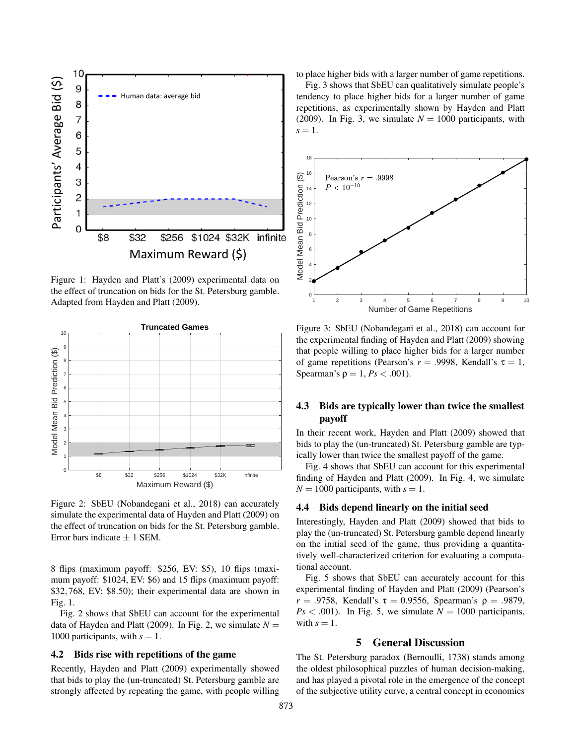Figure 1: Hayden and Platt's (2009) experimental data on the effect of truncation on bids for the St. Petersburg gamble. Adapted from Hayden and Platt (2009).

Figure 2: SbEU (Nobandegani et al., 2018) can accurately simulate the experimental data of Hayden and Platt (2009) on the effect of truncation on bids for the St. Petersburg gamble. Error bars indicate ± 1 SEM.

8 flips (maximum payoff: \$256, EV: \$5), 10 flips (maximum payoff: \$1024, EV: \$6) and 15 flips (maximum payoff: \$32,768, EV: \$8.50); their experimental data are shown in Fig. 1.

Fig. 2 shows that SbEU can account for the experimental data of Hayden and Platt (2009). In Fig. 2, we simulate $N = 1000$ participants, with $s = 1$.

### 4.2 Bids rise with repetitions of the game

Recently, Hayden and Platt (2009) experimentally showed that bids to play the (un-truncated) St. Petersburg gamble are strongly affected by repeating the game, with people willing to place higher bids with a larger number of game repetitions.

Fig. 3 shows that SbEU can qualitatively simulate people's tendency to place higher bids for a larger number of game repetitions, as experimentally shown by Hayden and Platt (2009). In Fig. 3, we simulate $N = 1000$ participants, with $s = 1$.

Figure 3: SbEU (Nobandegani et al., 2018) can account for the experimental finding of Hayden and Platt (2009) showing that people willing to place higher bids for a larger number of game repetitions (Pearson's $r = .9998$, Kendall's $\tau = 1$, Spearman's $\rho = 1$, $Ps < .001$).

### 4.3 Bids are typically lower than twice the smallest payoff

In their recent work, Hayden and Platt (2009) showed that bids to play the (un-truncated) St. Petersburg gamble are typically lower than twice the smallest payoff of the game.

Fig. 4 shows that SbEU can account for this experimental finding of Hayden and Platt (2009). In Fig. 4, we simulate $N = 1000$ participants, with $s = 1$.

### 4.4 Bids depend linearly on the initial seed

Interestingly, Hayden and Platt (2009) showed that bids to play the (un-truncated) St. Petersburg gamble depend linearly on the initial seed of the game, thus providing a quantitatively well-characterized criterion for evaluating a computational account.

Fig. 5 shows that SbEU can accurately account for this experimental finding of Hayden and Platt (2009) (Pearson's $r = .9758$, Kendall's $\tau = 0.9556$, Spearman's $\rho = .9879$, $Ps < .001$). In Fig. 5, we simulate $N = 1000$ participants, with $s = 1$.

## 5 General Discussion

The St. Petersburg paradox (Bernoulli, 1738) stands among the oldest philosophical puzzles of human decision-making, and has played a pivotal role in the emergence of the concept of the subjective utility curve, a central concept in economics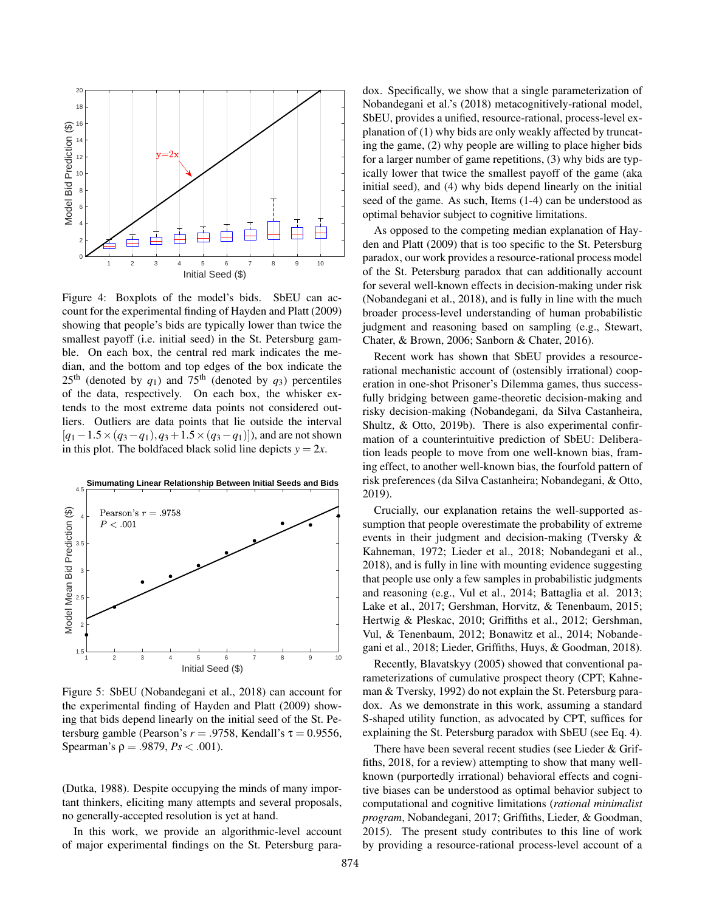Figure 4: Boxplots of the model's bids. SbEU can account for the experimental finding of Hayden and Platt (2009) showing that people's bids are typically lower than twice the smallest payoff (i.e. initial seed) in the St. Petersburg gamble. On each box, the central red mark indicates the median, and the bottom and top edges of the box indicate the 25th (denoted by $q_1$) and 75th (denoted by $q_3$) percentiles of the data, respectively. On each box, the whisker extends to the most extreme data points not considered outliers. Outliers are data points that lie outside the interval $[q_1 - 1.5 \times (q_3 - q_1), q_3 + 1.5 \times (q_3 - q_1)]$), and are not shown in this plot. The boldfaced black solid line depicts $y = 2x$.

Figure 5: SbEU (Nobandegani et al., 2018) can account for the experimental finding of Hayden and Platt (2009) showing that bids depend linearly on the initial seed of the St. Petersburg gamble (Pearson's $r = .9758$, Kendall's $\tau = 0.9556$, Spearman's $\rho = .9879$, $Ps < .001$).

(Dutka, 1988). Despite occupying the minds of many important thinkers, eliciting many attempts and several proposals, no generally-accepted resolution is yet at hand.

In this work, we provide an algorithmic-level account of major experimental findings on the St. Petersburg paradox. Specifically, we show that a single parameterization of Nobandegani et al.'s (2018) metacognitively-rational model, SbEU, provides a unified, resource-rational, process-level explanation of (1) why bids are only weakly affected by truncating the game, (2) why people are willing to place higher bids for a larger number of game repetitions, (3) why bids are typically lower that twice the smallest payoff of the game (aka initial seed), and (4) why bids depend linearly on the initial seed of the game. As such, Items (1-4) can be understood as optimal behavior subject to cognitive limitations.

As opposed to the competing median explanation of Hayden and Platt (2009) that is too specific to the St. Petersburg paradox, our work provides a resource-rational process model of the St. Petersburg paradox that can additionally account for several well-known effects in decision-making under risk (Nobandegani et al., 2018), and is fully in line with the much broader process-level understanding of human probabilistic judgment and reasoning based on sampling (e.g., Stewart, Chater, & Brown, 2006; Sanborn & Chater, 2016).

Recent work has shown that SbEU provides a resource-rational mechanistic account of (ostensibly irrational) cooperation in one-shot Prisoner's Dilemma games, thus successfully bridging between game-theoretic decision-making and risky decision-making (Nobandegani, da Silva Castanheira, Shultz, & Otto, 2019b). There is also experimental confirmation of a counterintuitive prediction of SbEU: Deliberation leads people to move from one well-known bias, framing effect, to another well-known bias, the fourfold pattern of risk preferences (da Silva Castanheira; Nobandegani, & Otto, 2019).

Crucially, our explanation retains the well-supported assumption that people overestimate the probability of extreme events in their judgment and decision-making (Tversky & Kahneman, 1972; Lieder et al., 2018; Nobandegani et al., 2018), and is fully in line with mounting evidence suggesting that people use only a few samples in probabilistic judgments and reasoning (e.g., Vul et al., 2014; Battaglia et al. 2013; Lake et al., 2017; Gershman, Horvitz, & Tenenbaum, 2015; Hertwig & Pleskac, 2010; Griffiths et al., 2012; Gershman, Vul, & Tenenbaum, 2012; Bonawitz et al., 2014; Nobandegani et al., 2018; Lieder, Griffiths, Huys, & Goodman, 2018).

Recently, Blavatskyy (2005) showed that conventional parameterizations of cumulative prospect theory (CPT; Kahneman & Tversky, 1992) do not explain the St. Petersburg paradox. As we demonstrate in this work, assuming a standard S-shaped utility function, as advocated by CPT, suffices for explaining the St. Petersburg paradox with SbEU (see Eq. 4).

There have been several recent studies (see Lieder & Griffiths, 2018, for a review) attempting to show that many well-known (purportedly irrational) behavioral effects and cognitive biases can be understood as optimal behavior subject to computational and cognitive limitations (*rational minimalist program*, Nobandegani, 2017; Griffiths, Lieder, & Goodman, 2015). The present study contributes to this line of work by providing a resource-rational process-level account of a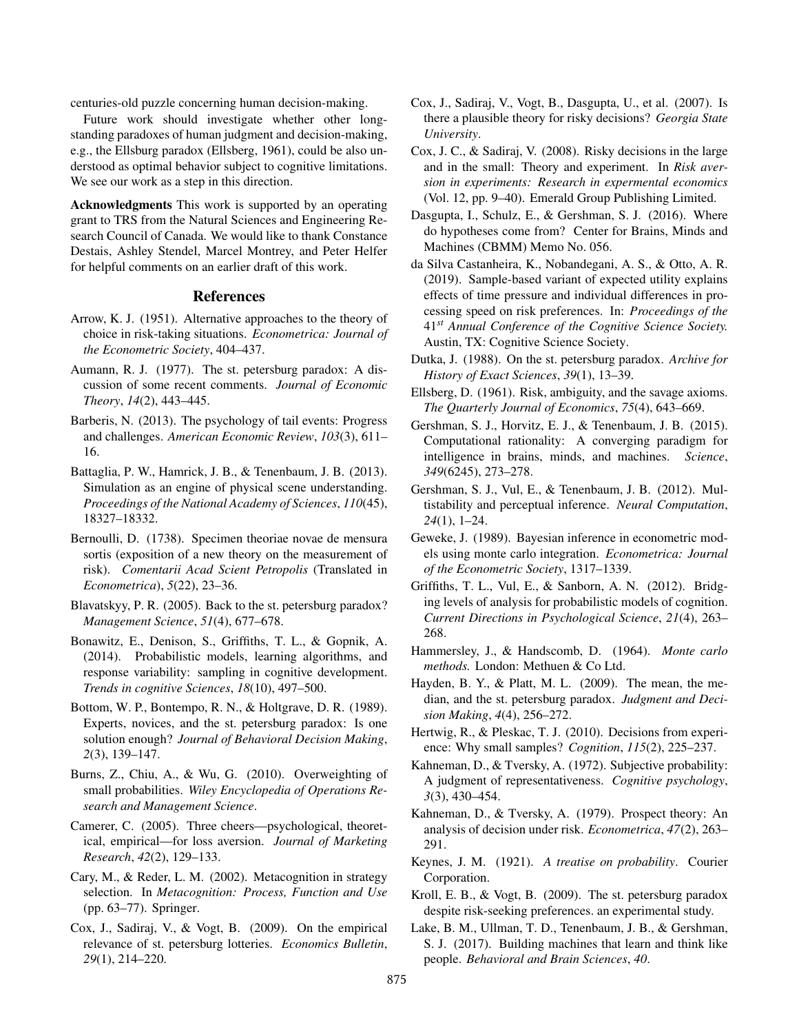centuries-old puzzle concerning human decision-making.

Future work should investigate whether other long-standing paradoxes of human judgment and decision-making, e.g., the Ellsburg paradox (Ellsberg, 1961), could be also understood as optimal behavior subject to cognitive limitations. We see our work as a step in this direction.

**Acknowledgments** This work is supported by an operating grant to TRS from the Natural Sciences and Engineering Research Council of Canada. We would like to thank Constance Destais, Ashley Stendel, Marcel Montrey, and Peter Helfer for helpful comments on an earlier draft of this work.

## References

Arrow, K. J. (1951). Alternative approaches to the theory of choice in risk-taking situations. *Econometrica: Journal of the Econometric Society*, 404–437.

Aumann, R. J. (1977). The st. petersburg paradox: A discussion of some recent comments. *Journal of Economic Theory*, *14*(2), 443–445.

Barberis, N. (2013). The psychology of tail events: Progress and challenges. *American Economic Review*, *103*(3), 611–16.

Battaglia, P. W., Hamrick, J. B., & Tenenbaum, J. B. (2013). Simulation as an engine of physical scene understanding. *Proceedings of the National Academy of Sciences*, *110*(45), 18327–18332.

Bernoulli, D. (1738). Specimen theoriae novae de mensura sortis (exposition of a new theory on the measurement of risk). *Comentarii Acad Scient Petropolis* (Translated in *Econometrica*), *5*(22), 23–36.

Blavatskyy, P. R. (2005). Back to the st. petersburg paradox? *Management Science*, *51*(4), 677–678.

Bonawitz, E., Denison, S., Griffiths, T. L., & Gopnik, A. (2014). Probabilistic models, learning algorithms, and response variability: sampling in cognitive development. *Trends in cognitive Sciences*, *18*(10), 497–500.

Bottom, W. P., Bontempo, R. N., & Holtgrave, D. R. (1989). Experts, novices, and the st. petersburg paradox: Is one solution enough? *Journal of Behavioral Decision Making*, *2*(3), 139–147.

Burns, Z., Chiu, A., & Wu, G. (2010). Overweighting of small probabilities. *Wiley Encyclopedia of Operations Research and Management Science*.

Camerer, C. (2005). Three cheers—psychological, theoretical, empirical—for loss aversion. *Journal of Marketing Research*, *42*(2), 129–133.

Cary, M., & Reder, L. M. (2002). Metacognition in strategy selection. In *Metacognition: Process, Function and Use* (pp. 63–77). Springer.

Cox, J., Sadiraj, V., & Vogt, B. (2009). On the empirical relevance of st. petersburg lotteries. *Economics Bulletin*, *29*(1), 214–220.

Cox, J., Sadiraj, V., Vogt, B., Dasgupta, U., et al. (2007). Is there a plausible theory for risky decisions? *Georgia State University*.

Cox, J. C., & Sadiraj, V. (2008). Risky decisions in the large and in the small: Theory and experiment. In *Risk aversion in experiments: Research in expermental economics* (Vol. 12, pp. 9–40). Emerald Group Publishing Limited.

Dasgupta, I., Schulz, E., & Gershman, S. J. (2016). Where do hypotheses come from? Center for Brains, Minds and Machines (CBMM) Memo No. 056.

da Silva Castanheira, K., Nobandegani, A. S., & Otto, A. R. (2019). Sample-based variant of expected utility explains effects of time pressure and individual differences in processing speed on risk preferences. In: *Proceedings of the 41st Annual Conference of the Cognitive Science Society.* Austin, TX: Cognitive Science Society.

Dutka, J. (1988). On the st. petersburg paradox. *Archive for History of Exact Sciences*, *39*(1), 13–39.

Ellsberg, D. (1961). Risk, ambiguity, and the savage axioms. *The Quarterly Journal of Economics*, *75*(4), 643–669.

Gershman, S. J., Horvitz, E. J., & Tenenbaum, J. B. (2015). Computational rationality: A converging paradigm for intelligence in brains, minds, and machines. *Science*, *349*(6245), 273–278.

Gershman, S. J., Vul, E., & Tenenbaum, J. B. (2012). Multistability and perceptual inference. *Neural Computation*, *24*(1), 1–24.

Geweke, J. (1989). Bayesian inference in econometric models using monte carlo integration. *Econometrica: Journal of the Econometric Society*, 1317–1339.

Griffiths, T. L., Vul, E., & Sanborn, A. N. (2012). Bridging levels of analysis for probabilistic models of cognition. *Current Directions in Psychological Science*, *21*(4), 263–268.

Hammersley, J., & Handscomb, D. (1964). *Monte carlo methods.* London: Methuen & Co Ltd.

Hayden, B. Y., & Platt, M. L. (2009). The mean, the median, and the st. petersburg paradox. *Judgment and Decision Making*, *4*(4), 256–272.

Hertwig, R., & Pleskac, T. J. (2010). Decisions from experience: Why small samples? *Cognition*, *115*(2), 225–237.

Kahneman, D., & Tversky, A. (1972). Subjective probability: A judgment of representativeness. *Cognitive psychology*, *3*(3), 430–454.

Kahneman, D., & Tversky, A. (1979). Prospect theory: An analysis of decision under risk. *Econometrica*, *47*(2), 263–291.

Keynes, J. M. (1921). *A treatise on probability*. Courier Corporation.

Kroll, E. B., & Vogt, B. (2009). The st. petersburg paradox despite risk-seeking preferences. an experimental study.

Lake, B. M., Ullman, T. D., Tenenbaum, J. B., & Gershman, S. J. (2017). Building machines that learn and think like people. *Behavioral and Brain Sciences*, *40*.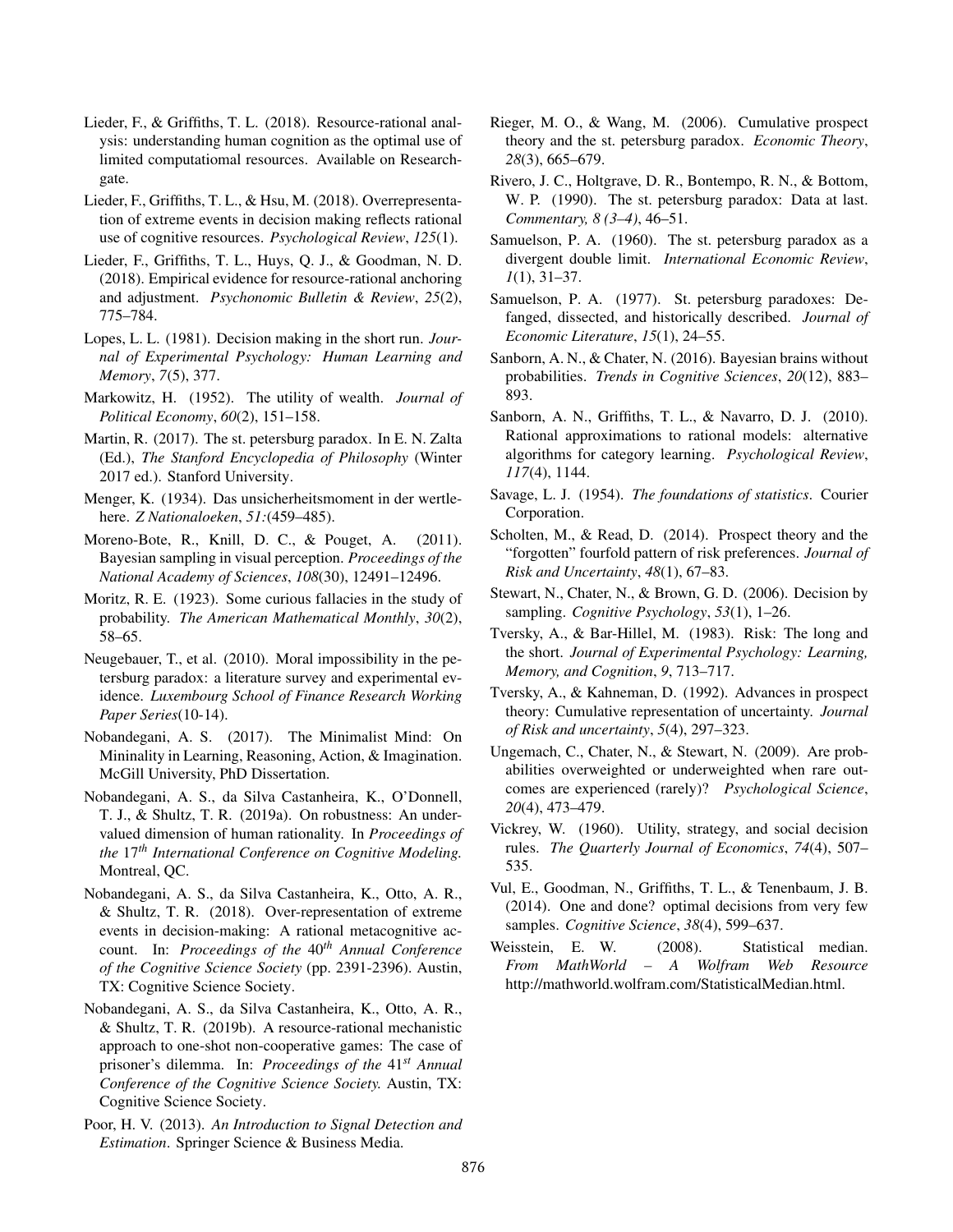Lieder, F., & Griffiths, T. L. (2018). Resource-rational analysis: understanding human cognition as the optimal use of limited computatiomal resources. Available on Researchgate.

Lieder, F., Griffiths, T. L., & Hsu, M. (2018). Overrepresentation of extreme events in decision making reflects rational use of cognitive resources. *Psychological Review*, *125*(1).

Lieder, F., Griffiths, T. L., Huys, Q. J., & Goodman, N. D. (2018). Empirical evidence for resource-rational anchoring and adjustment. *Psychonomic Bulletin & Review*, *25*(2), 775–784.

Lopes, L. L. (1981). Decision making in the short run. *Journal of Experimental Psychology: Human Learning and Memory*, *7*(5), 377.

Markowitz, H. (1952). The utility of wealth. *Journal of Political Economy*, *60*(2), 151–158.

Martin, R. (2017). The st. petersburg paradox. In E. N. Zalta (Ed.), *The Stanford Encyclopedia of Philosophy* (Winter 2017 ed.). Stanford University.

Menger, K. (1934). Das unsicherheitsmoment in der wertlehere. *Z Nationaloeken*, *51:*(459–485).

Moreno-Bote, R., Knill, D. C., & Pouget, A. (2011). Bayesian sampling in visual perception. *Proceedings of the National Academy of Sciences*, *108*(30), 12491–12496.

Moritz, R. E. (1923). Some curious fallacies in the study of probability. *The American Mathematical Monthly*, *30*(2), 58–65.

Neugebauer, T., et al. (2010). Moral impossibility in the petersburg paradox: a literature survey and experimental evidence. *Luxembourg School of Finance Research Working Paper Series*(10-14).

Nobandegani, A. S. (2017). The Minimalist Mind: On Mininality in Learning, Reasoning, Action, & Imagination. McGill University, PhD Dissertation.

Nobandegani, A. S., da Silva Castanheira, K., O'Donnell, T. J., & Shultz, T. R. (2019a). On robustness: An undervalued dimension of human rationality. In *Proceedings of the* 17*th International Conference on Cognitive Modeling.* Montreal, QC.

Nobandegani, A. S., da Silva Castanheira, K., Otto, A. R., & Shultz, T. R. (2018). Over-representation of extreme events in decision-making: A rational metacognitive account. In: *Proceedings of the* 40*th Annual Conference of the Cognitive Science Society* (pp. 2391-2396). Austin, TX: Cognitive Science Society.

Nobandegani, A. S., da Silva Castanheira, K., Otto, A. R., & Shultz, T. R. (2019b). A resource-rational mechanistic approach to one-shot non-cooperative games: The case of prisoner's dilemma. In: *Proceedings of the* 41*st Annual Conference of the Cognitive Science Society.* Austin, TX: Cognitive Science Society.

Poor, H. V. (2013). *An Introduction to Signal Detection and Estimation*. Springer Science & Business Media.

Rieger, M. O., & Wang, M. (2006). Cumulative prospect theory and the st. petersburg paradox. *Economic Theory*, *28*(3), 665–679.

Rivero, J. C., Holtgrave, D. R., Bontempo, R. N., & Bottom, W. P. (1990). The st. petersburg paradox: Data at last. *Commentary, 8 (3–4)*, 46–51.

Samuelson, P. A. (1960). The st. petersburg paradox as a divergent double limit. *International Economic Review*, *1*(1), 31–37.

Samuelson, P. A. (1977). St. petersburg paradoxes: Defanged, dissected, and historically described. *Journal of Economic Literature*, *15*(1), 24–55.

Sanborn, A. N., & Chater, N. (2016). Bayesian brains without probabilities. *Trends in Cognitive Sciences*, *20*(12), 883–893.

Sanborn, A. N., Griffiths, T. L., & Navarro, D. J. (2010). Rational approximations to rational models: alternative algorithms for category learning. *Psychological Review*, *117*(4), 1144.

Savage, L. J. (1954). *The foundations of statistics*. Courier Corporation.

Scholten, M., & Read, D. (2014). Prospect theory and the "forgotten" fourfold pattern of risk preferences. *Journal of Risk and Uncertainty*, *48*(1), 67–83.

Stewart, N., Chater, N., & Brown, G. D. (2006). Decision by sampling. *Cognitive Psychology*, *53*(1), 1–26.

Tversky, A., & Bar-Hillel, M. (1983). Risk: The long and the short. *Journal of Experimental Psychology: Learning, Memory, and Cognition*, *9*, 713–717.

Tversky, A., & Kahneman, D. (1992). Advances in prospect theory: Cumulative representation of uncertainty. *Journal of Risk and uncertainty*, *5*(4), 297–323.

Ungemach, C., Chater, N., & Stewart, N. (2009). Are probabilities overweighted or underweighted when rare outcomes are experienced (rarely)? *Psychological Science*, *20*(4), 473–479.

Vickrey, W. (1960). Utility, strategy, and social decision rules. *The Quarterly Journal of Economics*, *74*(4), 507–535.

Vul, E., Goodman, N., Griffiths, T. L., & Tenenbaum, J. B. (2014). One and done? optimal decisions from very few samples. *Cognitive Science*, *38*(4), 599–637.

Weisstein, E. W. (2008). Statistical median. *From MathWorld – A Wolfram Web Resource* http://mathworld.wolfram.com/StatisticalMedian.html.